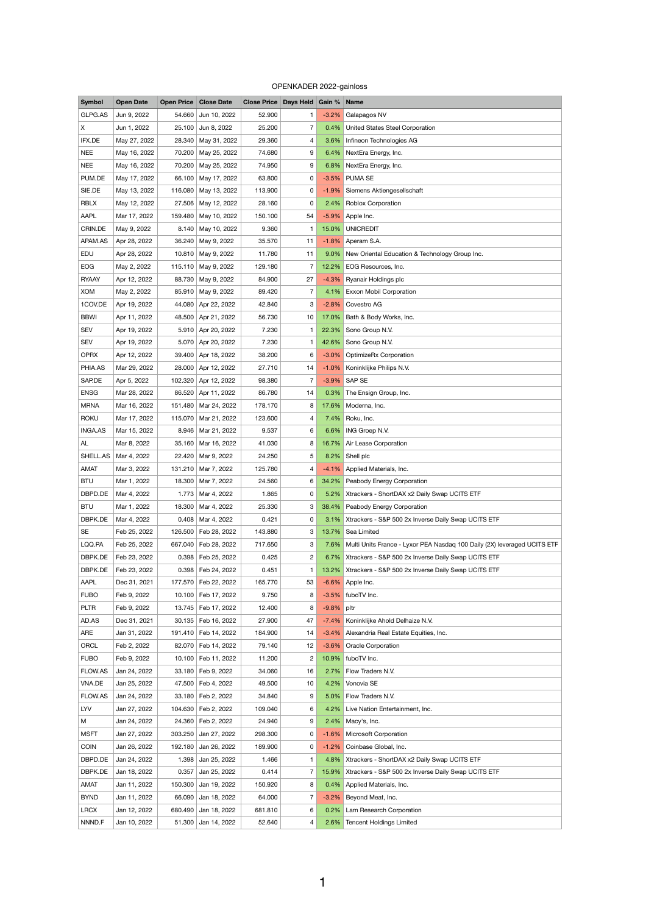OPENKADER 2022-gainloss

| Symbol | Open Date | Open Price | Close Date | Close Price | Days Held | Gain % | Name |
|---|---|---|---|---|---|---|---|
| GLPG.AS | Jun 9, 2022 | 54.660 | Jun 10, 2022 | 52.900 | 1 | -3.2% | Galapagos NV |
| X | Jun 1, 2022 | 25.100 | Jun 8, 2022 | 25.200 | 7 | 0.4% | United States Steel Corporation |
| IFX.DE | May 27, 2022 | 28.340 | May 31, 2022 | 29.360 | 4 | 3.6% | Infineon Technologies AG |
| NEE | May 16, 2022 | 70.200 | May 25, 2022 | 74.680 | 9 | 6.4% | NextEra Energy, Inc. |
| NEE | May 16, 2022 | 70.200 | May 25, 2022 | 74.950 | 9 | 6.8% | NextEra Energy, Inc. |
| PUM.DE | May 17, 2022 | 66.100 | May 17, 2022 | 63.800 | 0 | -3.5% | PUMA SE |
| SIE.DE | May 13, 2022 | 116.080 | May 13, 2022 | 113.900 | 0 | -1.9% | Siemens Aktiengesellschaft |
| RBLX | May 12, 2022 | 27.506 | May 12, 2022 | 28.160 | 0 | 2.4% | Roblox Corporation |
| AAPL | Mar 17, 2022 | 159.480 | May 10, 2022 | 150.100 | 54 | -5.9% | Apple Inc. |
| CRIN.DE | May 9, 2022 | 8.140 | May 10, 2022 | 9.360 | 1 | 15.0% | UNICREDIT |
| APAM.AS | Apr 28, 2022 | 36.240 | May 9, 2022 | 35.570 | 11 | -1.8% | Aperam S.A. |
| EDU | Apr 28, 2022 | 10.810 | May 9, 2022 | 11.780 | 11 | 9.0% | New Oriental Education & Technology Group Inc. |
| EOG | May 2, 2022 | 115.110 | May 9, 2022 | 129.180 | 7 | 12.2% | EOG Resources, Inc. |
| RYAAY | Apr 12, 2022 | 88.730 | May 9, 2022 | 84.900 | 27 | -4.3% | Ryanair Holdings plc |
| XOM | May 2, 2022 | 85.910 | May 9, 2022 | 89.420 | 7 | 4.1% | Exxon Mobil Corporation |
| 1COV.DE | Apr 19, 2022 | 44.080 | Apr 22, 2022 | 42.840 | 3 | -2.8% | Covestro AG |
| BBWI | Apr 11, 2022 | 48.500 | Apr 21, 2022 | 56.730 | 10 | 17.0% | Bath & Body Works, Inc. |
| SEV | Apr 19, 2022 | 5.910 | Apr 20, 2022 | 7.230 | 1 | 22.3% | Sono Group N.V. |
| SEV | Apr 19, 2022 | 5.070 | Apr 20, 2022 | 7.230 | 1 | 42.6% | Sono Group N.V. |
| OPRX | Apr 12, 2022 | 39.400 | Apr 18, 2022 | 38.200 | 6 | -3.0% | OptimizeRx Corporation |
| PHIA.AS | Mar 29, 2022 | 28.000 | Apr 12, 2022 | 27.710 | 14 | -1.0% | Koninklijke Philips N.V. |
| SAP.DE | Apr 5, 2022 | 102.320 | Apr 12, 2022 | 98.380 | 7 | -3.9% | SAP SE |
| ENSG | Mar 28, 2022 | 86.520 | Apr 11, 2022 | 86.780 | 14 | 0.3% | The Ensign Group, Inc. |
| MRNA | Mar 16, 2022 | 151.480 | Mar 24, 2022 | 178.170 | 8 | 17.6% | Moderna, Inc. |
| ROKU | Mar 17, 2022 | 115.070 | Mar 21, 2022 | 123.600 | 4 | 7.4% | Roku, Inc. |
| INGA.AS | Mar 15, 2022 | 8.946 | Mar 21, 2022 | 9.537 | 6 | 6.6% | ING Groep N.V. |
| AL | Mar 8, 2022 | 35.160 | Mar 16, 2022 | 41.030 | 8 | 16.7% | Air Lease Corporation |
| SHELL.AS | Mar 4, 2022 | 22.420 | Mar 9, 2022 | 24.250 | 5 | 8.2% | Shell plc |
| AMAT | Mar 3, 2022 | 131.210 | Mar 7, 2022 | 125.780 | 4 | -4.1% | Applied Materials, Inc. |
| BTU | Mar 1, 2022 | 18.300 | Mar 7, 2022 | 24.560 | 6 | 34.2% | Peabody Energy Corporation |
| DBPD.DE | Mar 4, 2022 | 1.773 | Mar 4, 2022 | 1.865 | 0 | 5.2% | Xtrackers - ShortDAX x2 Daily Swap UCITS ETF |
| BTU | Mar 1, 2022 | 18.300 | Mar 4, 2022 | 25.330 | 3 | 38.4% | Peabody Energy Corporation |
| DBPK.DE | Mar 4, 2022 | 0.408 | Mar 4, 2022 | 0.421 | 0 | 3.1% | Xtrackers - S&P 500 2x Inverse Daily Swap UCITS ETF |
| SE | Feb 25, 2022 | 126.500 | Feb 28, 2022 | 143.880 | 3 | 13.7% | Sea Limited |
| LQQ.PA | Feb 25, 2022 | 667.040 | Feb 28, 2022 | 717.650 | 3 | 7.6% | Multi Units France - Lyxor PEA Nasdaq 100 Daily (2X) leveraged UCITS ETF |
| DBPK.DE | Feb 23, 2022 | 0.398 | Feb 25, 2022 | 0.425 | 2 | 6.7% | Xtrackers - S&P 500 2x Inverse Daily Swap UCITS ETF |
| DBPK.DE | Feb 23, 2022 | 0.398 | Feb 24, 2022 | 0.451 | 1 | 13.2% | Xtrackers - S&P 500 2x Inverse Daily Swap UCITS ETF |
| AAPL | Dec 31, 2021 | 177.570 | Feb 22, 2022 | 165.770 | 53 | -6.6% | Apple Inc. |
| FUBO | Feb 9, 2022 | 10.100 | Feb 17, 2022 | 9.750 | 8 | -3.5% | fuboTV Inc. |
| PLTR | Feb 9, 2022 | 13.745 | Feb 17, 2022 | 12.400 | 8 | -9.8% | pltr |
| AD.AS | Dec 31, 2021 | 30.135 | Feb 16, 2022 | 27.900 | 47 | -7.4% | Koninklijke Ahold Delhaize N.V. |
| ARE | Jan 31, 2022 | 191.410 | Feb 14, 2022 | 184.900 | 14 | -3.4% | Alexandria Real Estate Equities, Inc. |
| ORCL | Feb 2, 2022 | 82.070 | Feb 14, 2022 | 79.140 | 12 | -3.6% | Oracle Corporation |
| FUBO | Feb 9, 2022 | 10.100 | Feb 11, 2022 | 11.200 | 2 | 10.9% | fuboTV Inc. |
| FLOW.AS | Jan 24, 2022 | 33.180 | Feb 9, 2022 | 34.060 | 16 | 2.7% | Flow Traders N.V. |
| VNA.DE | Jan 25, 2022 | 47.500 | Feb 4, 2022 | 49.500 | 10 | 4.2% | Vonovia SE |
| FLOW.AS | Jan 24, 2022 | 33.180 | Feb 2, 2022 | 34.840 | 9 | 5.0% | Flow Traders N.V. |
| LYV | Jan 27, 2022 | 104.630 | Feb 2, 2022 | 109.040 | 6 | 4.2% | Live Nation Entertainment, Inc. |
| M | Jan 24, 2022 | 24.360 | Feb 2, 2022 | 24.940 | 9 | 2.4% | Macy's, Inc. |
| MSFT | Jan 27, 2022 | 303.250 | Jan 27, 2022 | 298.300 | 0 | -1.6% | Microsoft Corporation |
| COIN | Jan 26, 2022 | 192.180 | Jan 26, 2022 | 189.900 | 0 | -1.2% | Coinbase Global, Inc. |
| DBPD.DE | Jan 24, 2022 | 1.398 | Jan 25, 2022 | 1.466 | 1 | 4.8% | Xtrackers - ShortDAX x2 Daily Swap UCITS ETF |
| DBPK.DE | Jan 18, 2022 | 0.357 | Jan 25, 2022 | 0.414 | 7 | 15.9% | Xtrackers - S&P 500 2x Inverse Daily Swap UCITS ETF |
| AMAT | Jan 11, 2022 | 150.300 | Jan 19, 2022 | 150.920 | 8 | 0.4% | Applied Materials, Inc. |
| BYND | Jan 11, 2022 | 66.090 | Jan 18, 2022 | 64.000 | 7 | -3.2% | Beyond Meat, Inc. |
| LRCX | Jan 12, 2022 | 680.490 | Jan 18, 2022 | 681.810 | 6 | 0.2% | Lam Research Corporation |
| NNND.F | Jan 10, 2022 | 51.300 | Jan 14, 2022 | 52.640 | 4 | 2.6% | Tencent Holdings Limited |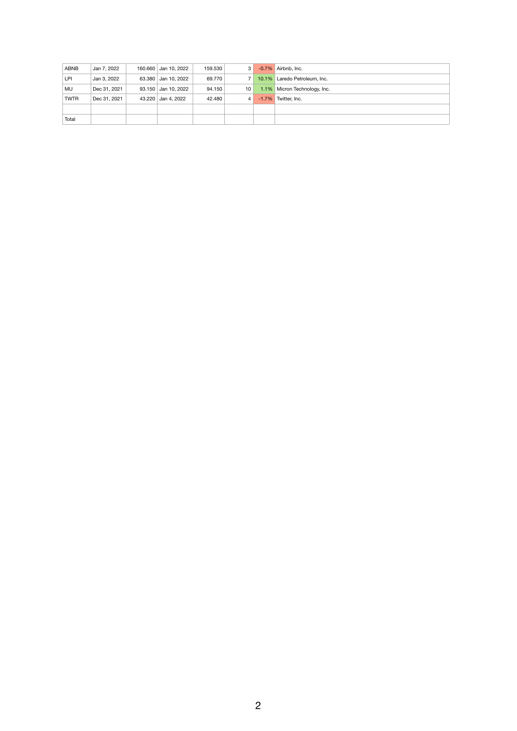| | | | | | | | |
|---|---|---|---|---|---|---|---|
| ABNB | Jan 7, 2022 | 160.660 | Jan 10, 2022 | 159.530 | 3 | -0.7% | Airbnb, Inc. |
| LPI | Jan 3, 2022 | 63.380 | Jan 10, 2022 | 69.770 | 7 | 10.1% | Laredo Petroleum, Inc. |
| MU | Dec 31, 2021 | 93.150 | Jan 10, 2022 | 94.150 | 10 | 1.1% | Micron Technology, Inc. |
| TWTR | Dec 31, 2021 | 43.220 | Jan 4, 2022 | 42.480 | 4 | -1.7% | Twitter, Inc. |
| | | | | | | | |
| Total | | | | | | | |